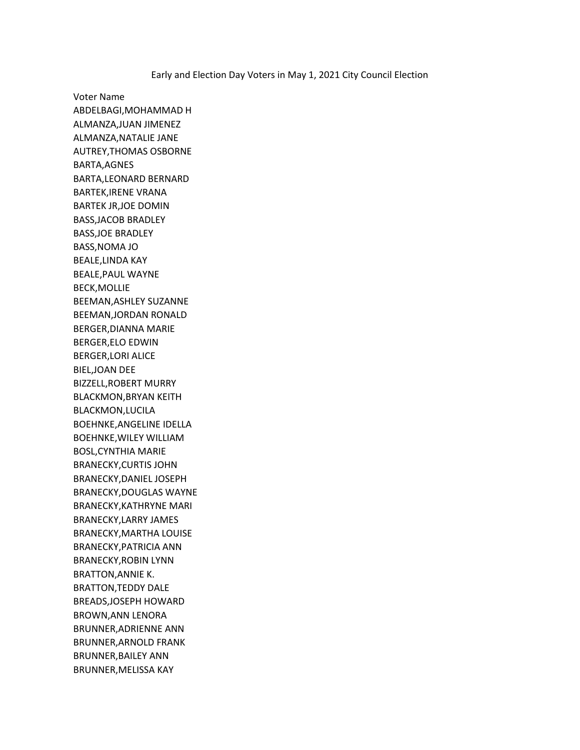# Early and Election Day Voters in May 1, 2021 City Council Election

Voter Name

ABDELBAGI,MOHAMMAD H
ALMANZA,JUAN JIMENEZ
ALMANZA,NATALIE JANE
AUTREY,THOMAS OSBORNE
BARTA,AGNES
BARTA,LEONARD BERNARD
BARTEK,IRENE VRANA
BARTEK JR,JOE DOMIN
BASS,JACOB BRADLEY
BASS,JOE BRADLEY
BASS,NOMA JO
BEALE,LINDA KAY
BEALE,PAUL WAYNE
BECK,MOLLIE
BEEMAN,ASHLEY SUZANNE
BEEMAN,JORDAN RONALD
BERGER,DIANNA MARIE
BERGER,ELO EDWIN
BERGER,LORI ALICE
BIEL,JOAN DEE
BIZZELL,ROBERT MURRY
BLACKMON,BRYAN KEITH
BLACKMON,LUCILA
BOEHNKE,ANGELINE IDELLA
BOEHNKE,WILEY WILLIAM
BOSL,CYNTHIA MARIE
BRANECKY,CURTIS JOHN
BRANECKY,DANIEL JOSEPH
BRANECKY,DOUGLAS WAYNE
BRANECKY,KATHRYNE MARI
BRANECKY,LARRY JAMES
BRANECKY,MARTHA LOUISE
BRANECKY,PATRICIA ANN
BRANECKY,ROBIN LYNN
BRATTON,ANNIE K.
BRATTON,TEDDY DALE
BREADS,JOSEPH HOWARD
BROWN,ANN LENORA
BRUNNER,ADRIENNE ANN
BRUNNER,ARNOLD FRANK
BRUNNER,BAILEY ANN
BRUNNER,MELISSA KAY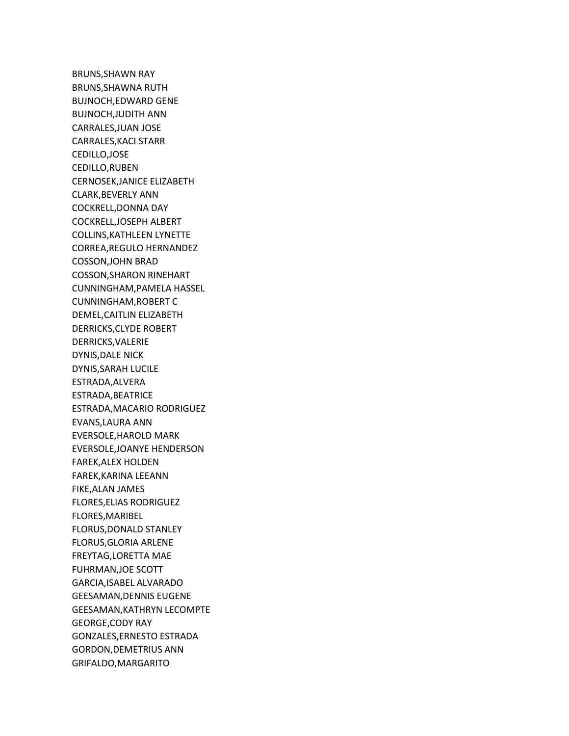BRUNS,SHAWN RAY
BRUNS,SHAWNA RUTH
BUJNOCH,EDWARD GENE
BUJNOCH,JUDITH ANN
CARRALES,JUAN JOSE
CARRALES,KACI STARR
CEDILLO,JOSE
CEDILLO,RUBEN
CERNOSEK,JANICE ELIZABETH
CLARK,BEVERLY ANN
COCKRELL,DONNA DAY
COCKRELL,JOSEPH ALBERT
COLLINS,KATHLEEN LYNETTE
CORREA,REGULO HERNANDEZ
COSSON,JOHN BRAD
COSSON,SHARON RINEHART
CUNNINGHAM,PAMELA HASSEL
CUNNINGHAM,ROBERT C
DEMEL,CAITLIN ELIZABETH
DERRICKS,CLYDE ROBERT
DERRICKS,VALERIE
DYNIS,DALE NICK
DYNIS,SARAH LUCILE
ESTRADA,ALVERA
ESTRADA,BEATRICE
ESTRADA,MACARIO RODRIGUEZ
EVANS,LAURA ANN
EVERSOLE,HAROLD MARK
EVERSOLE,JOANYE HENDERSON
FAREK,ALEX HOLDEN
FAREK,KARINA LEEANN
FIKE,ALAN JAMES
FLORES,ELIAS RODRIGUEZ
FLORES,MARIBEL
FLORUS,DONALD STANLEY
FLORUS,GLORIA ARLENE
FREYTAG,LORETTA MAE
FUHRMAN,JOE SCOTT
GARCIA,ISABEL ALVARADO
GEESAMAN,DENNIS EUGENE
GEESAMAN,KATHRYN LECOMPTE
GEORGE,CODY RAY
GONZALES,ERNESTO ESTRADA
GORDON,DEMETRIUS ANN
GRIFALDO,MARGARITO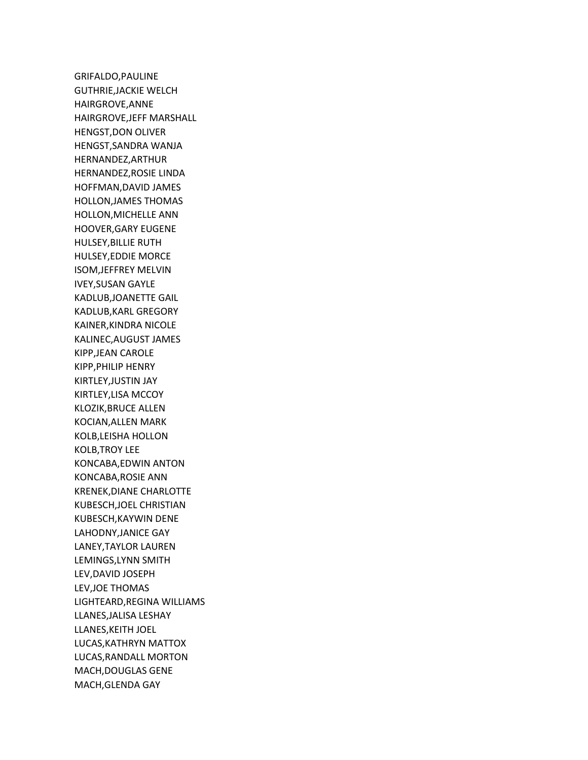GRIFALDO,PAULINE
GUTHRIE,JACKIE WELCH
HAIRGROVE,ANNE
HAIRGROVE,JEFF MARSHALL
HENGST,DON OLIVER
HENGST,SANDRA WANJA
HERNANDEZ,ARTHUR
HERNANDEZ,ROSIE LINDA
HOFFMAN,DAVID JAMES
HOLLON,JAMES THOMAS
HOLLON,MICHELLE ANN
HOOVER,GARY EUGENE
HULSEY,BILLIE RUTH
HULSEY,EDDIE MORCE
ISOM,JEFFREY MELVIN
IVEY,SUSAN GAYLE
KADLUB,JOANETTE GAIL
KADLUB,KARL GREGORY
KAINER,KINDRA NICOLE
KALINEC,AUGUST JAMES
KIPP,JEAN CAROLE
KIPP,PHILIP HENRY
KIRTLEY,JUSTIN JAY
KIRTLEY,LISA MCCOY
KLOZIK,BRUCE ALLEN
KOCIAN,ALLEN MARK
KOLB,LEISHA HOLLON
KOLB,TROY LEE
KONCABA,EDWIN ANTON
KONCABA,ROSIE ANN
KRENEK,DIANE CHARLOTTE
KUBESCH,JOEL CHRISTIAN
KUBESCH,KAYWIN DENE
LAHODNY,JANICE GAY
LANEY,TAYLOR LAUREN
LEMINGS,LYNN SMITH
LEV,DAVID JOSEPH
LEV,JOE THOMAS
LIGHTEARD,REGINA WILLIAMS
LLANES,JALISA LESHAY
LLANES,KEITH JOEL
LUCAS,KATHRYN MATTOX
LUCAS,RANDALL MORTON
MACH,DOUGLAS GENE
MACH,GLENDA GAY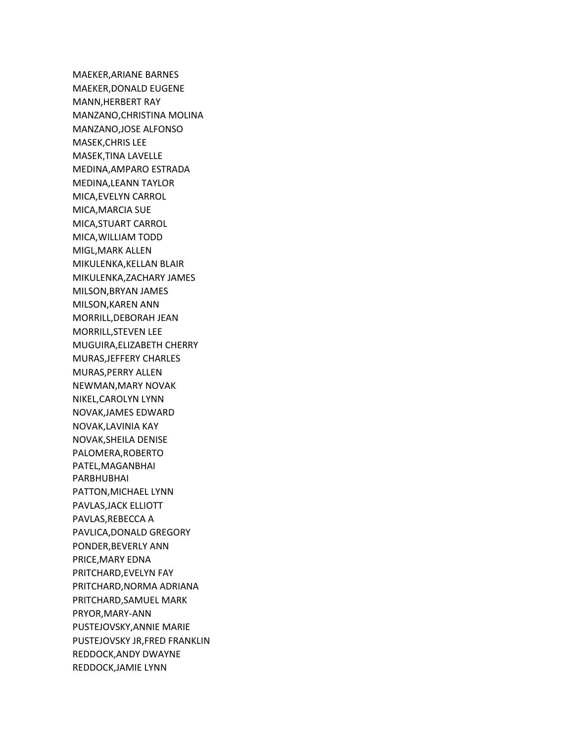MAEKER,ARIANE BARNES
MAEKER,DONALD EUGENE
MANN,HERBERT RAY
MANZANO,CHRISTINA MOLINA
MANZANO,JOSE ALFONSO
MASEK,CHRIS LEE
MASEK,TINA LAVELLE
MEDINA,AMPARO ESTRADA
MEDINA,LEANN TAYLOR
MICA,EVELYN CARROL
MICA,MARCIA SUE
MICA,STUART CARROL
MICA,WILLIAM TODD
MIGL,MARK ALLEN
MIKULENKA,KELLAN BLAIR
MIKULENKA,ZACHARY JAMES
MILSON,BRYAN JAMES
MILSON,KAREN ANN
MORRILL,DEBORAH JEAN
MORRILL,STEVEN LEE
MUGUIRA,ELIZABETH CHERRY
MURAS,JEFFERY CHARLES
MURAS,PERRY ALLEN
NEWMAN,MARY NOVAK
NIKEL,CAROLYN LYNN
NOVAK,JAMES EDWARD
NOVAK,LAVINIA KAY
NOVAK,SHEILA DENISE
PALOMERA,ROBERTO
PATEL,MAGANBHAI
PARBHUBHAI
PATTON,MICHAEL LYNN
PAVLAS,JACK ELLIOTT
PAVLAS,REBECCA A
PAVLICA,DONALD GREGORY
PONDER,BEVERLY ANN
PRICE,MARY EDNA
PRITCHARD,EVELYN FAY
PRITCHARD,NORMA ADRIANA
PRITCHARD,SAMUEL MARK
PRYOR,MARY-ANN
PUSTEJOVSKY,ANNIE MARIE
PUSTEJOVSKY JR,FRED FRANKLIN
REDDOCK,ANDY DWAYNE
REDDOCK,JAMIE LYNN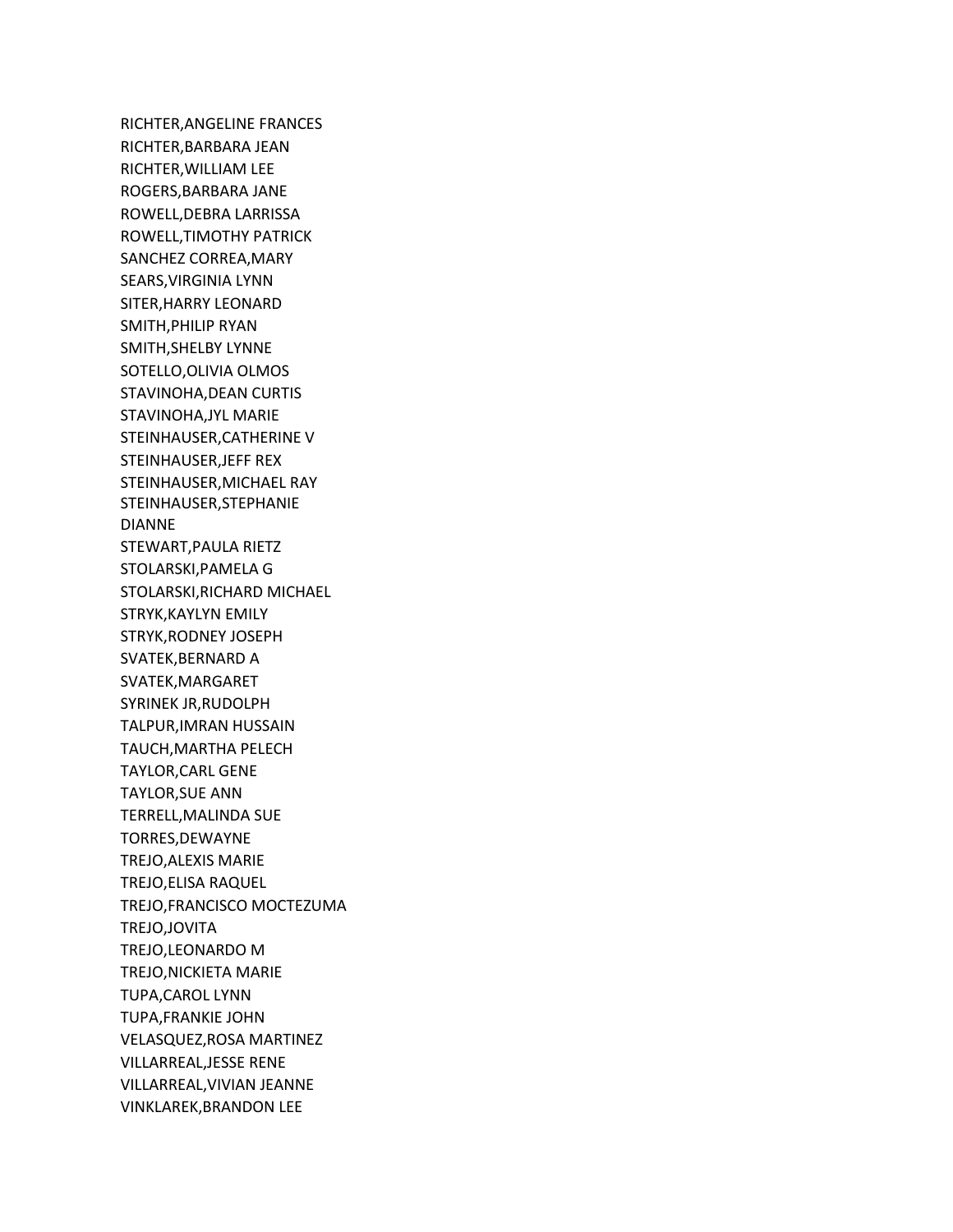RICHTER,ANGELINE FRANCES
RICHTER,BARBARA JEAN
RICHTER,WILLIAM LEE
ROGERS,BARBARA JANE
ROWELL,DEBRA LARRISSA
ROWELL,TIMOTHY PATRICK
SANCHEZ CORREA,MARY
SEARS,VIRGINIA LYNN
SITER,HARRY LEONARD
SMITH,PHILIP RYAN
SMITH,SHELBY LYNNE
SOTELLO,OLIVIA OLMOS
STAVINOHA,DEAN CURTIS
STAVINOHA,JYL MARIE
STEINHAUSER,CATHERINE V
STEINHAUSER,JEFF REX
STEINHAUSER,MICHAEL RAY
STEINHAUSER,STEPHANIE DIANNE
STEWART,PAULA RIETZ
STOLARSKI,PAMELA G
STOLARSKI,RICHARD MICHAEL
STRYK,KAYLYN EMILY
STRYK,RODNEY JOSEPH
SVATEK,BERNARD A
SVATEK,MARGARET
SYRINEK JR,RUDOLPH
TALPUR,IMRAN HUSSAIN
TAUCH,MARTHA PELECH
TAYLOR,CARL GENE
TAYLOR,SUE ANN
TERRELL,MALINDA SUE
TORRES,DEWAYNE
TREJO,ALEXIS MARIE
TREJO,ELISA RAQUEL
TREJO,FRANCISCO MOCTEZUMA
TREJO,JOVITA
TREJO,LEONARDO M
TREJO,NICKIETA MARIE
TUPA,CAROL LYNN
TUPA,FRANKIE JOHN
VELASQUEZ,ROSA MARTINEZ
VILLARREAL,JESSE RENE
VILLARREAL,VIVIAN JEANNE
VINKLAREK,BRANDON LEE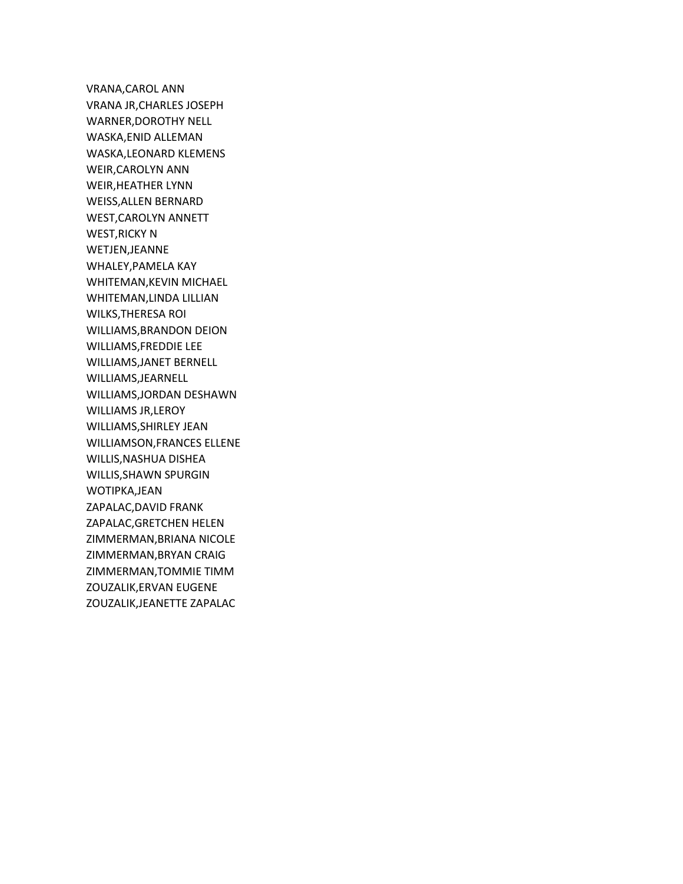VRANA,CAROL ANN
VRANA JR,CHARLES JOSEPH
WARNER,DOROTHY NELL
WASKA,ENID ALLEMAN
WASKA,LEONARD KLEMENS
WEIR,CAROLYN ANN
WEIR,HEATHER LYNN
WEISS,ALLEN BERNARD
WEST,CAROLYN ANNETT
WEST,RICKY N
WETJEN,JEANNE
WHALEY,PAMELA KAY
WHITEMAN,KEVIN MICHAEL
WHITEMAN,LINDA LILLIAN
WILKS,THERESA ROI
WILLIAMS,BRANDON DEION
WILLIAMS,FREDDIE LEE
WILLIAMS,JANET BERNELL
WILLIAMS,JEARNELL
WILLIAMS,JORDAN DESHAWN
WILLIAMS JR,LEROY
WILLIAMS,SHIRLEY JEAN
WILLIAMSON,FRANCES ELLENE
WILLIS,NASHUA DISHEA
WILLIS,SHAWN SPURGIN
WOTIPKA,JEAN
ZAPALAC,DAVID FRANK
ZAPALAC,GRETCHEN HELEN
ZIMMERMAN,BRIANA NICOLE
ZIMMERMAN,BRYAN CRAIG
ZIMMERMAN,TOMMIE TIMM
ZOUZALIK,ERVAN EUGENE
ZOUZALIK,JEANETTE ZAPALAC